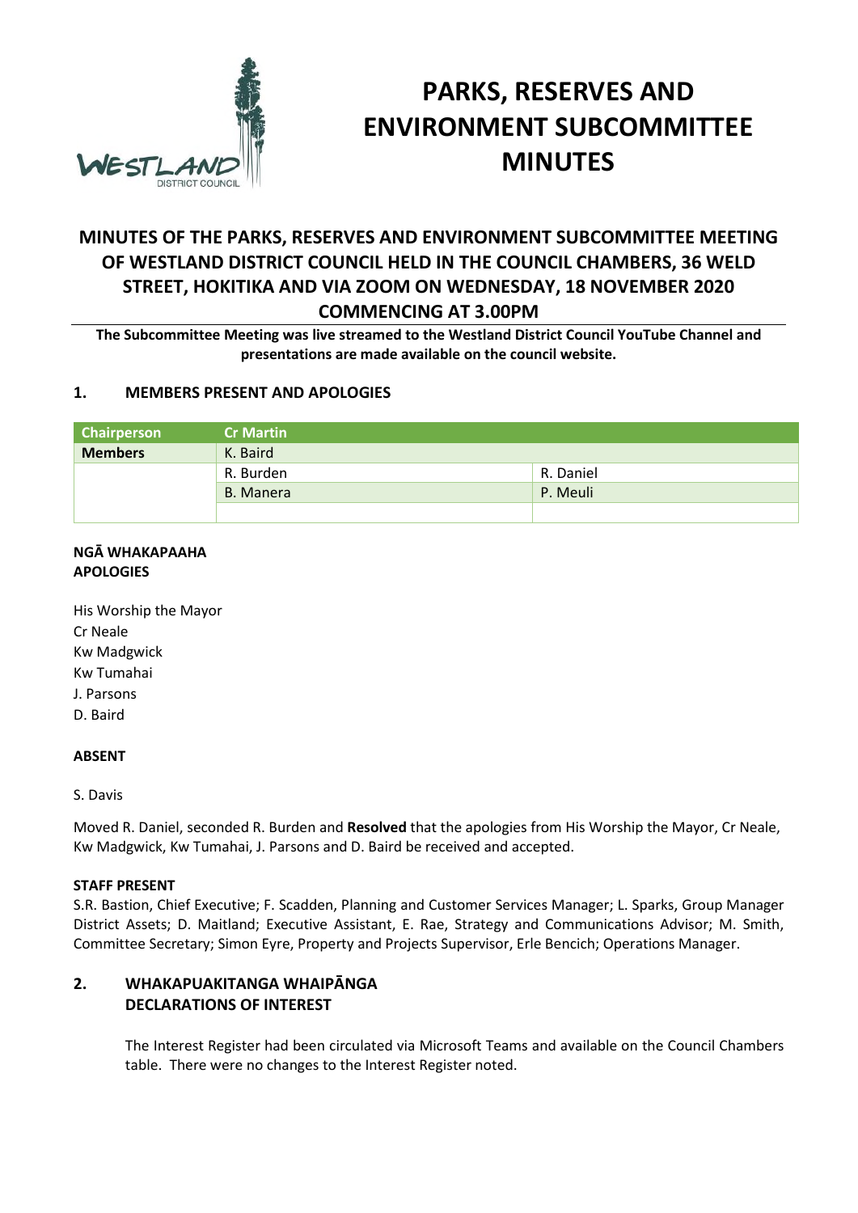# PARKS, RESERVES AND ENVIRONMENT SUBCOMMITTEE MINUTES

## MINUTES OF THE PARKS, RESERVES AND ENVIRONMENT SUBCOMMITTEE MEETING OF WESTLAND DISTRICT COUNCIL HELD IN THE COUNCIL CHAMBERS, 36 WELD STREET, HOKITIKA AND VIA ZOOM ON WEDNESDAY, 18 NOVEMBER 2020 COMMENCING AT 3.00PM

**The Subcommittee Meeting was live streamed to the Westland District Council YouTube Channel and presentations are made available on the council website.**

### 1. MEMBERS PRESENT AND APOLOGIES

| Chairperson | Cr Martin | |
|---|---|---|
| **Members** | K. Baird | |
| | R. Burden | R. Daniel |
| | B. Manera | P. Meuli |
| | | |

**NGĀ WHAKAPAAHA**
**APOLOGIES**

His Worship the Mayor
Cr Neale
Kw Madgwick
Kw Tumahai
J. Parsons
D. Baird

**ABSENT**

S. Davis

Moved R. Daniel, seconded R. Burden and **Resolved** that the apologies from His Worship the Mayor, Cr Neale, Kw Madgwick, Kw Tumahai, J. Parsons and D. Baird be received and accepted.

**STAFF PRESENT**
S.R. Bastion, Chief Executive; F. Scadden, Planning and Customer Services Manager; L. Sparks, Group Manager District Assets; D. Maitland; Executive Assistant, E. Rae, Strategy and Communications Advisor; M. Smith, Committee Secretary; Simon Eyre, Property and Projects Supervisor, Erle Bencich; Operations Manager.

### 2. WHAKAPUAKITANGA WHAIPĀNGA DECLARATIONS OF INTEREST

The Interest Register had been circulated via Microsoft Teams and available on the Council Chambers table. There were no changes to the Interest Register noted.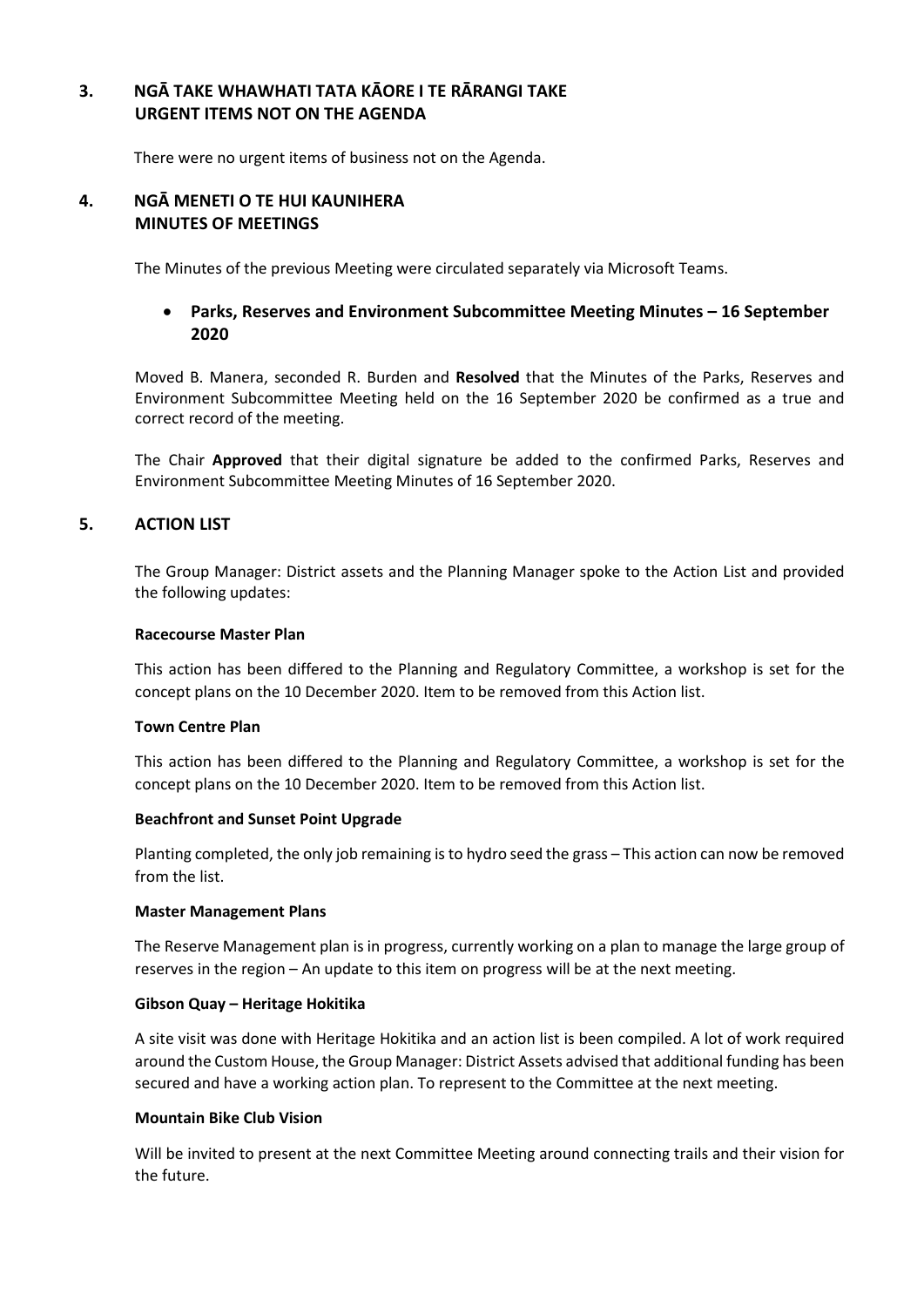## 3. NGĀ TAKE WHAWHATI TATA KĀORE I TE RĀRANGI TAKE URGENT ITEMS NOT ON THE AGENDA

There were no urgent items of business not on the Agenda.

## 4. NGĀ MENETI O TE HUI KAUNIHERA MINUTES OF MEETINGS

The Minutes of the previous Meeting were circulated separately via Microsoft Teams.

- **Parks, Reserves and Environment Subcommittee Meeting Minutes – 16 September 2020**

Moved B. Manera, seconded R. Burden and **Resolved** that the Minutes of the Parks, Reserves and Environment Subcommittee Meeting held on the 16 September 2020 be confirmed as a true and correct record of the meeting.

The Chair **Approved** that their digital signature be added to the confirmed Parks, Reserves and Environment Subcommittee Meeting Minutes of 16 September 2020.

## 5. ACTION LIST

The Group Manager: District assets and the Planning Manager spoke to the Action List and provided the following updates:

**Racecourse Master Plan**

This action has been differed to the Planning and Regulatory Committee, a workshop is set for the concept plans on the 10 December 2020. Item to be removed from this Action list.

**Town Centre Plan**

This action has been differed to the Planning and Regulatory Committee, a workshop is set for the concept plans on the 10 December 2020. Item to be removed from this Action list.

**Beachfront and Sunset Point Upgrade**

Planting completed, the only job remaining is to hydro seed the grass – This action can now be removed from the list.

**Master Management Plans**

The Reserve Management plan is in progress, currently working on a plan to manage the large group of reserves in the region – An update to this item on progress will be at the next meeting.

**Gibson Quay – Heritage Hokitika**

A site visit was done with Heritage Hokitika and an action list is been compiled. A lot of work required around the Custom House, the Group Manager: District Assets advised that additional funding has been secured and have a working action plan. To represent to the Committee at the next meeting.

**Mountain Bike Club Vision**

Will be invited to present at the next Committee Meeting around connecting trails and their vision for the future.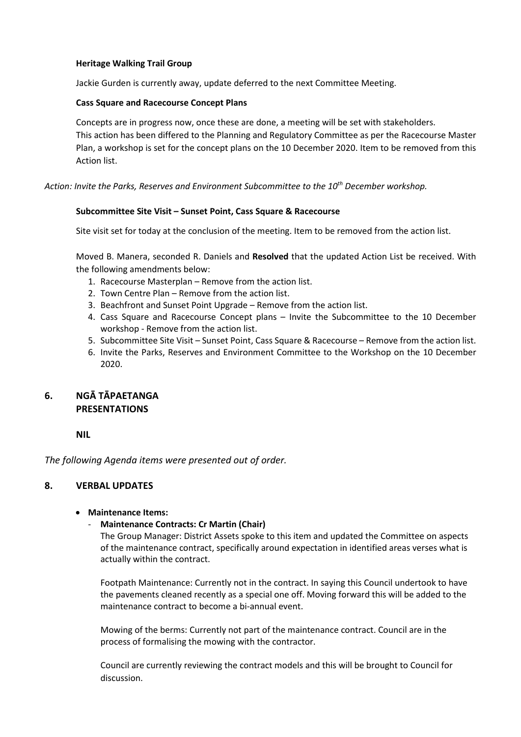**Heritage Walking Trail Group**

Jackie Gurden is currently away, update deferred to the next Committee Meeting.

**Cass Square and Racecourse Concept Plans**

Concepts are in progress now, once these are done, a meeting will be set with stakeholders. This action has been differed to the Planning and Regulatory Committee as per the Racecourse Master Plan, a workshop is set for the concept plans on the 10 December 2020. Item to be removed from this Action list.

*Action: Invite the Parks, Reserves and Environment Subcommittee to the 10th December workshop.*

**Subcommittee Site Visit – Sunset Point, Cass Square & Racecourse**

Site visit set for today at the conclusion of the meeting. Item to be removed from the action list.

Moved B. Manera, seconded R. Daniels and **Resolved** that the updated Action List be received. With the following amendments below:

1. Racecourse Masterplan – Remove from the action list.
2. Town Centre Plan – Remove from the action list.
3. Beachfront and Sunset Point Upgrade – Remove from the action list.
4. Cass Square and Racecourse Concept plans – Invite the Subcommittee to the 10 December workshop - Remove from the action list.
5. Subcommittee Site Visit – Sunset Point, Cass Square & Racecourse – Remove from the action list.
6. Invite the Parks, Reserves and Environment Committee to the Workshop on the 10 December 2020.

## 6. NGĀ TĀPAETANGA PRESENTATIONS

**NIL**

*The following Agenda items were presented out of order.*

## 8. VERBAL UPDATES

- **Maintenance Items:**
  - **Maintenance Contracts: Cr Martin (Chair)**

    The Group Manager: District Assets spoke to this item and updated the Committee on aspects of the maintenance contract, specifically around expectation in identified areas verses what is actually within the contract.

    Footpath Maintenance: Currently not in the contract. In saying this Council undertook to have the pavements cleaned recently as a special one off. Moving forward this will be added to the maintenance contract to become a bi-annual event.

    Mowing of the berms: Currently not part of the maintenance contract. Council are in the process of formalising the mowing with the contractor.

    Council are currently reviewing the contract models and this will be brought to Council for discussion.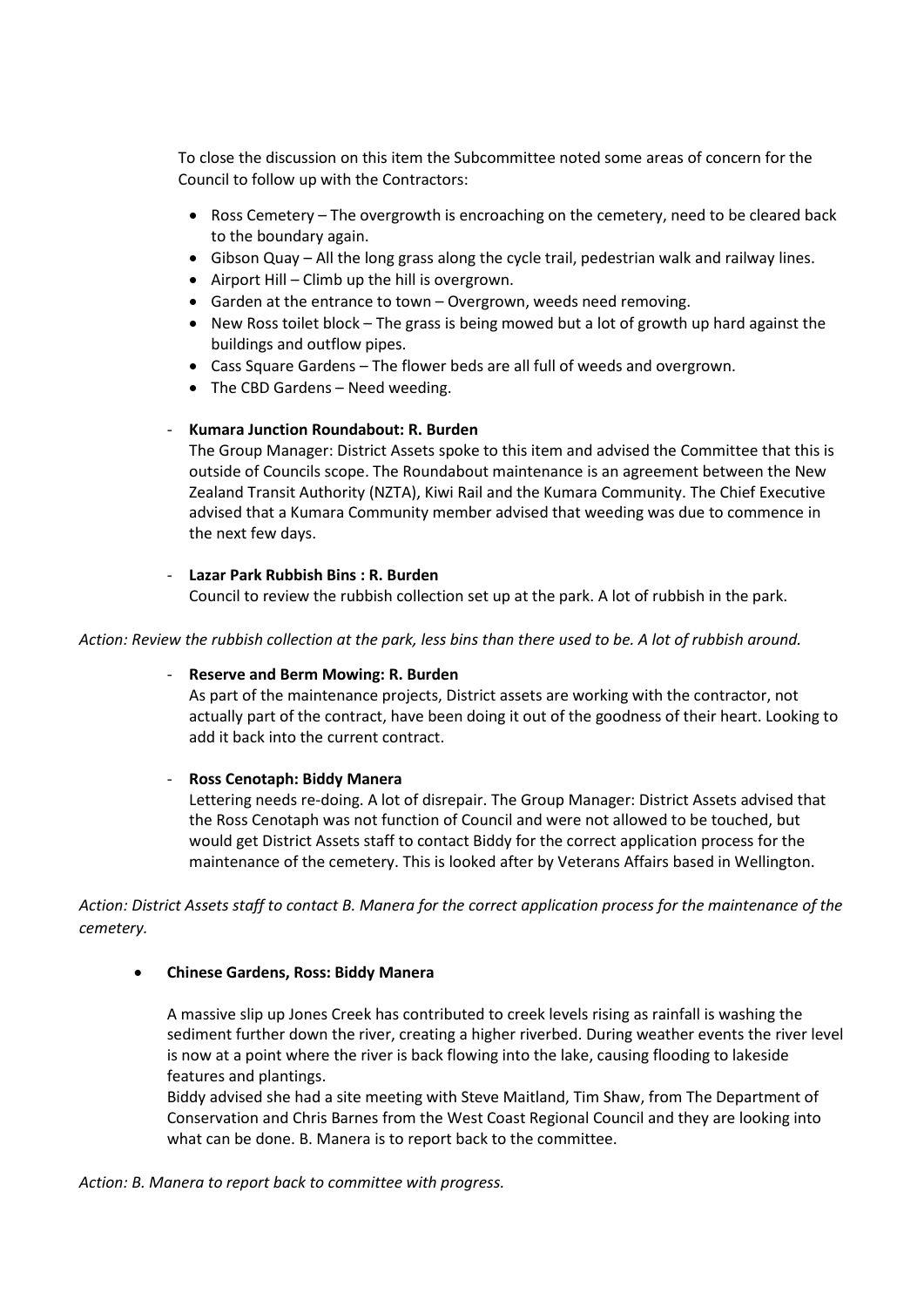To close the discussion on this item the Subcommittee noted some areas of concern for the Council to follow up with the Contractors:

- Ross Cemetery – The overgrowth is encroaching on the cemetery, need to be cleared back to the boundary again.
- Gibson Quay – All the long grass along the cycle trail, pedestrian walk and railway lines.
- Airport Hill – Climb up the hill is overgrown.
- Garden at the entrance to town – Overgrown, weeds need removing.
- New Ross toilet block – The grass is being mowed but a lot of growth up hard against the buildings and outflow pipes.
- Cass Square Gardens – The flower beds are all full of weeds and overgrown.
- The CBD Gardens – Need weeding.

- **Kumara Junction Roundabout: R. Burden**

  The Group Manager: District Assets spoke to this item and advised the Committee that this is outside of Councils scope. The Roundabout maintenance is an agreement between the New Zealand Transit Authority (NZTA), Kiwi Rail and the Kumara Community. The Chief Executive advised that a Kumara Community member advised that weeding was due to commence in the next few days.

- **Lazar Park Rubbish Bins : R. Burden**

  Council to review the rubbish collection set up at the park. A lot of rubbish in the park.

*Action: Review the rubbish collection at the park, less bins than there used to be. A lot of rubbish around.*

- **Reserve and Berm Mowing: R. Burden**

  As part of the maintenance projects, District assets are working with the contractor, not actually part of the contract, have been doing it out of the goodness of their heart. Looking to add it back into the current contract.

- **Ross Cenotaph: Biddy Manera**

  Lettering needs re-doing. A lot of disrepair. The Group Manager: District Assets advised that the Ross Cenotaph was not function of Council and were not allowed to be touched, but would get District Assets staff to contact Biddy for the correct application process for the maintenance of the cemetery. This is looked after by Veterans Affairs based in Wellington.

*Action: District Assets staff to contact B. Manera for the correct application process for the maintenance of the cemetery.*

- **Chinese Gardens, Ross: Biddy Manera**

  A massive slip up Jones Creek has contributed to creek levels rising as rainfall is washing the sediment further down the river, creating a higher riverbed. During weather events the river level is now at a point where the river is back flowing into the lake, causing flooding to lakeside features and plantings.
  Biddy advised she had a site meeting with Steve Maitland, Tim Shaw, from The Department of Conservation and Chris Barnes from the West Coast Regional Council and they are looking into what can be done. B. Manera is to report back to the committee.

*Action: B. Manera to report back to committee with progress.*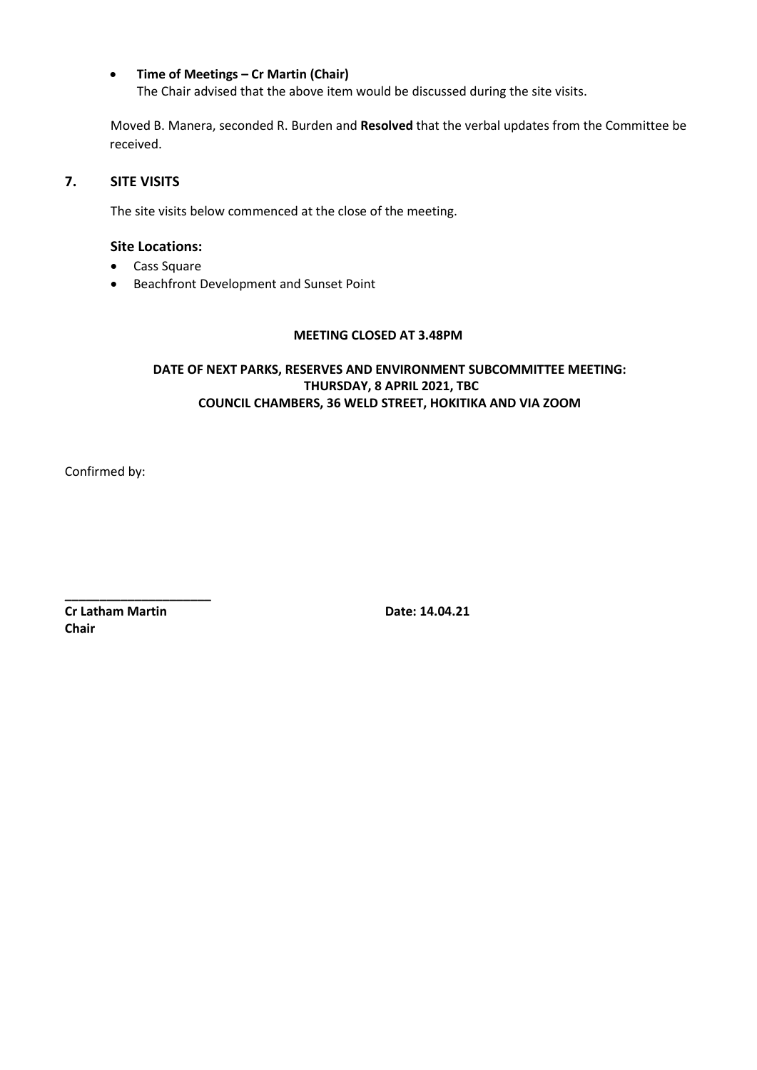- **Time of Meetings – Cr Martin (Chair)**
  The Chair advised that the above item would be discussed during the site visits.

Moved B. Manera, seconded R. Burden and **Resolved** that the verbal updates from the Committee be received.

## 7. SITE VISITS

The site visits below commenced at the close of the meeting.

### Site Locations:

- Cass Square
- Beachfront Development and Sunset Point

**MEETING CLOSED AT 3.48PM**

**DATE OF NEXT PARKS, RESERVES AND ENVIRONMENT SUBCOMMITTEE MEETING:**
**THURSDAY, 8 APRIL 2021, TBC**
**COUNCIL CHAMBERS, 36 WELD STREET, HOKITIKA AND VIA ZOOM**

Confirmed by:

\_\_\_\_\_\_\_\_\_\_\_\_\_\_\_\_\_\_\_\_\_\_

**Cr Latham Martin** **Date: 14.04.21**
**Chair**